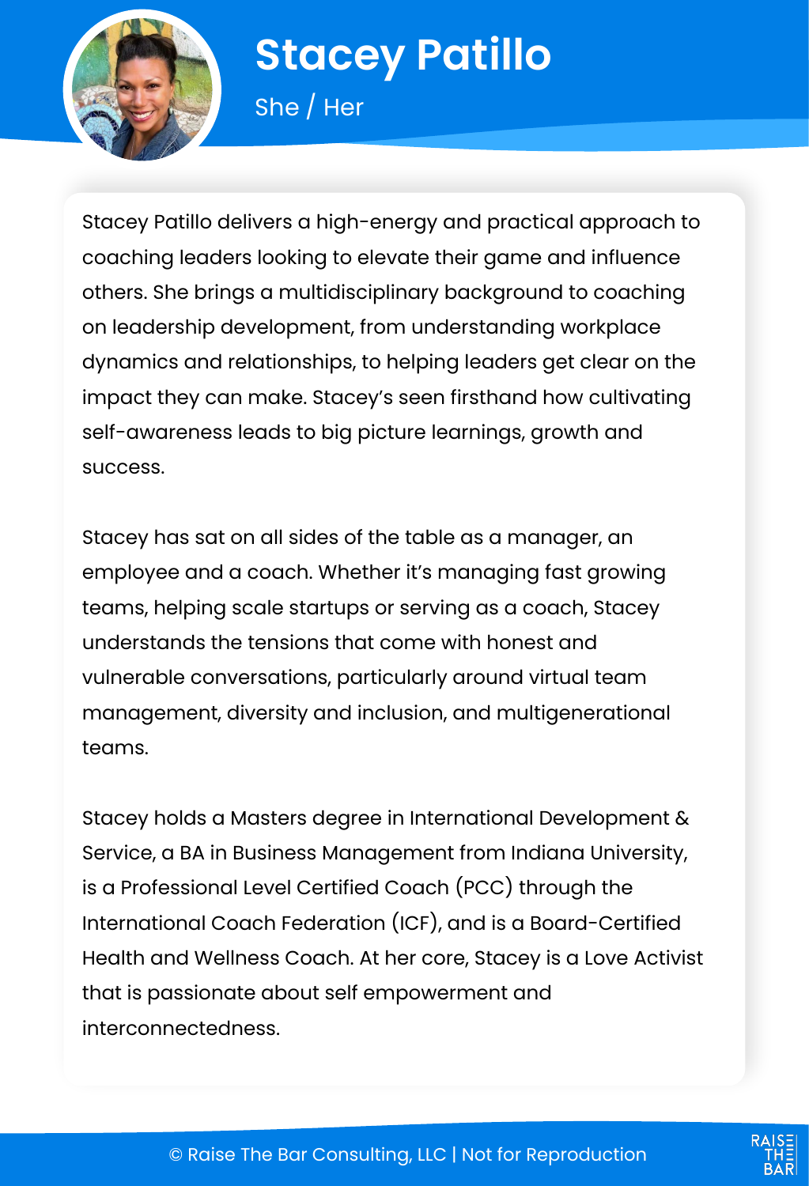# Stacey Patillo

She / Her

Stacey Patillo delivers a high-energy and practical approach to coaching leaders looking to elevate their game and influence others. She brings a multidisciplinary background to coaching on leadership development, from understanding workplace dynamics and relationships, to helping leaders get clear on the impact they can make. Stacey's seen firsthand how cultivating self-awareness leads to big picture learnings, growth and success.

Stacey has sat on all sides of the table as a manager, an employee and a coach. Whether it's managing fast growing teams, helping scale startups or serving as a coach, Stacey understands the tensions that come with honest and vulnerable conversations, particularly around virtual team management, diversity and inclusion, and multigenerational teams.

Stacey holds a Masters degree in International Development & Service, a BA in Business Management from Indiana University, is a Professional Level Certified Coach (PCC) through the International Coach Federation (ICF), and is a Board-Certified Health and Wellness Coach. At her core, Stacey is a Love Activist that is passionate about self empowerment and interconnectedness.

© Raise The Bar Consulting, LLC | Not for Reproduction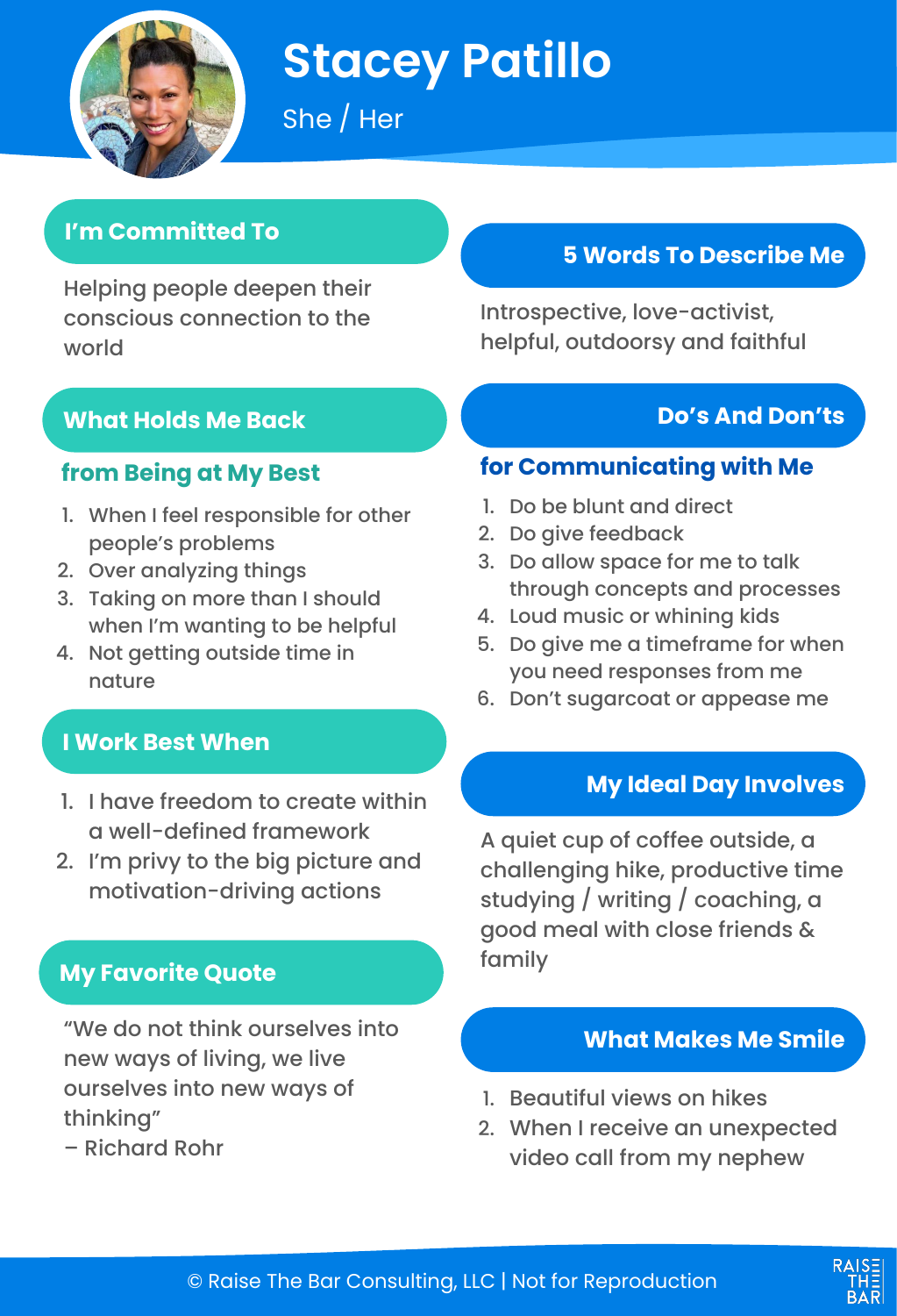# Stacey Patillo

She / Her

## I'm Committed To

Helping people deepen their conscious connection to the world

## 5 Words To Describe Me

Introspective, love-activist, helpful, outdoorsy and faithful

## What Holds Me Back

### from Being at My Best

1. When I feel responsible for other people's problems
2. Over analyzing things
3. Taking on more than I should when I'm wanting to be helpful
4. Not getting outside time in nature

## Do's And Don'ts

### for Communicating with Me

1. Do be blunt and direct
2. Do give feedback
3. Do allow space for me to talk through concepts and processes
4. Loud music or whining kids
5. Do give me a timeframe for when you need responses from me
6. Don't sugarcoat or appease me

## I Work Best When

1. I have freedom to create within a well-defined framework
2. I'm privy to the big picture and motivation-driving actions

## My Ideal Day Involves

A quiet cup of coffee outside, a challenging hike, productive time studying / writing / coaching, a good meal with close friends & family

## My Favorite Quote

"We do not think ourselves into new ways of living, we live ourselves into new ways of thinking"
– Richard Rohr

## What Makes Me Smile

1. Beautiful views on hikes
2. When I receive an unexpected video call from my nephew

© Raise The Bar Consulting, LLC | Not for Reproduction